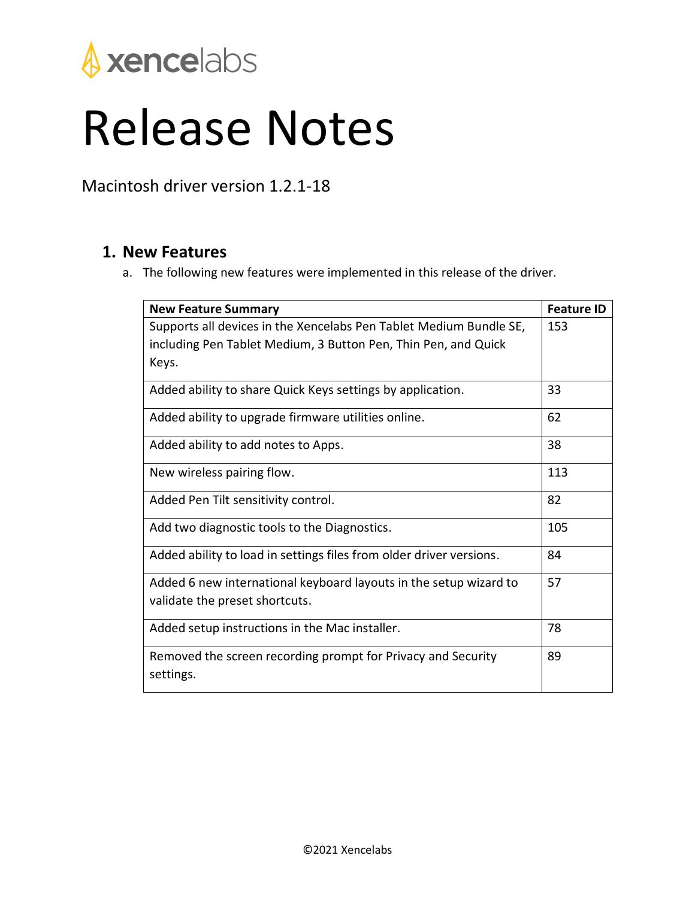xencelabs

# Release Notes

Macintosh driver version 1.2.1-18

## 1. New Features

a. The following new features were implemented in this release of the driver.

| New Feature Summary | Feature ID |
|---|---|
| Supports all devices in the Xencelabs Pen Tablet Medium Bundle SE, including Pen Tablet Medium, 3 Button Pen, Thin Pen, and Quick Keys. | 153 |
| Added ability to share Quick Keys settings by application. | 33 |
| Added ability to upgrade firmware utilities online. | 62 |
| Added ability to add notes to Apps. | 38 |
| New wireless pairing flow. | 113 |
| Added Pen Tilt sensitivity control. | 82 |
| Add two diagnostic tools to the Diagnostics. | 105 |
| Added ability to load in settings files from older driver versions. | 84 |
| Added 6 new international keyboard layouts in the setup wizard to validate the preset shortcuts. | 57 |
| Added setup instructions in the Mac installer. | 78 |
| Removed the screen recording prompt for Privacy and Security settings. | 89 |

©2021 Xencelabs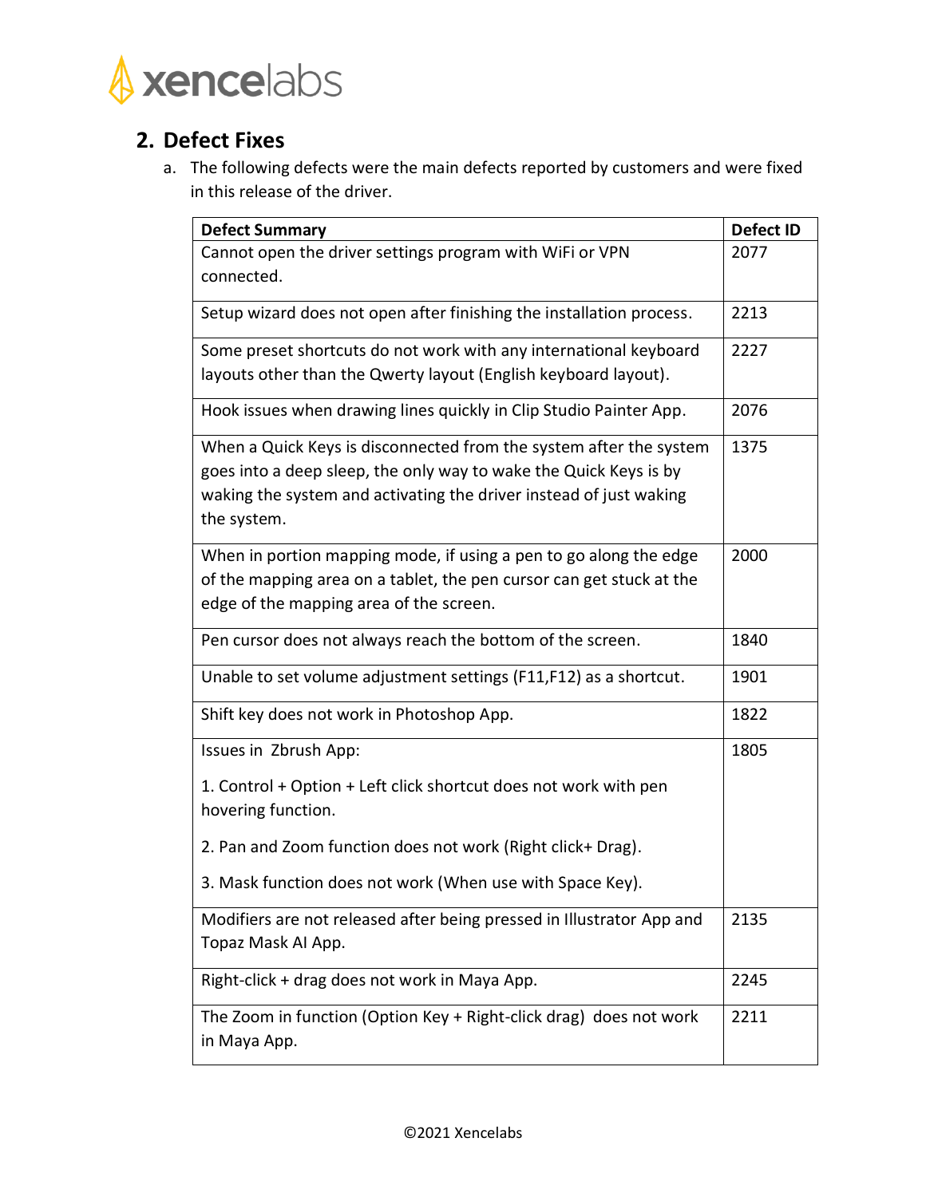## 2. Defect Fixes

a. The following defects were the main defects reported by customers and were fixed in this release of the driver.

| Defect Summary | Defect ID |
|---|---|
| Cannot open the driver settings program with WiFi or VPN connected. | 2077 |
| Setup wizard does not open after finishing the installation process. | 2213 |
| Some preset shortcuts do not work with any international keyboard layouts other than the Qwerty layout (English keyboard layout). | 2227 |
| Hook issues when drawing lines quickly in Clip Studio Painter App. | 2076 |
| When a Quick Keys is disconnected from the system after the system goes into a deep sleep, the only way to wake the Quick Keys is by waking the system and activating the driver instead of just waking the system. | 1375 |
| When in portion mapping mode, if using a pen to go along the edge of the mapping area on a tablet, the pen cursor can get stuck at the edge of the mapping area of the screen. | 2000 |
| Pen cursor does not always reach the bottom of the screen. | 1840 |
| Unable to set volume adjustment settings (F11,F12) as a shortcut. | 1901 |
| Shift key does not work in Photoshop App. | 1822 |
| Issues in Zbrush App:<br>1. Control + Option + Left click shortcut does not work with pen hovering function.<br>2. Pan and Zoom function does not work (Right click+ Drag).<br>3. Mask function does not work (When use with Space Key). | 1805 |
| Modifiers are not released after being pressed in Illustrator App and Topaz Mask AI App. | 2135 |
| Right-click + drag does not work in Maya App. | 2245 |
| The Zoom in function (Option Key + Right-click drag) does not work in Maya App. | 2211 |

©2021 Xencelabs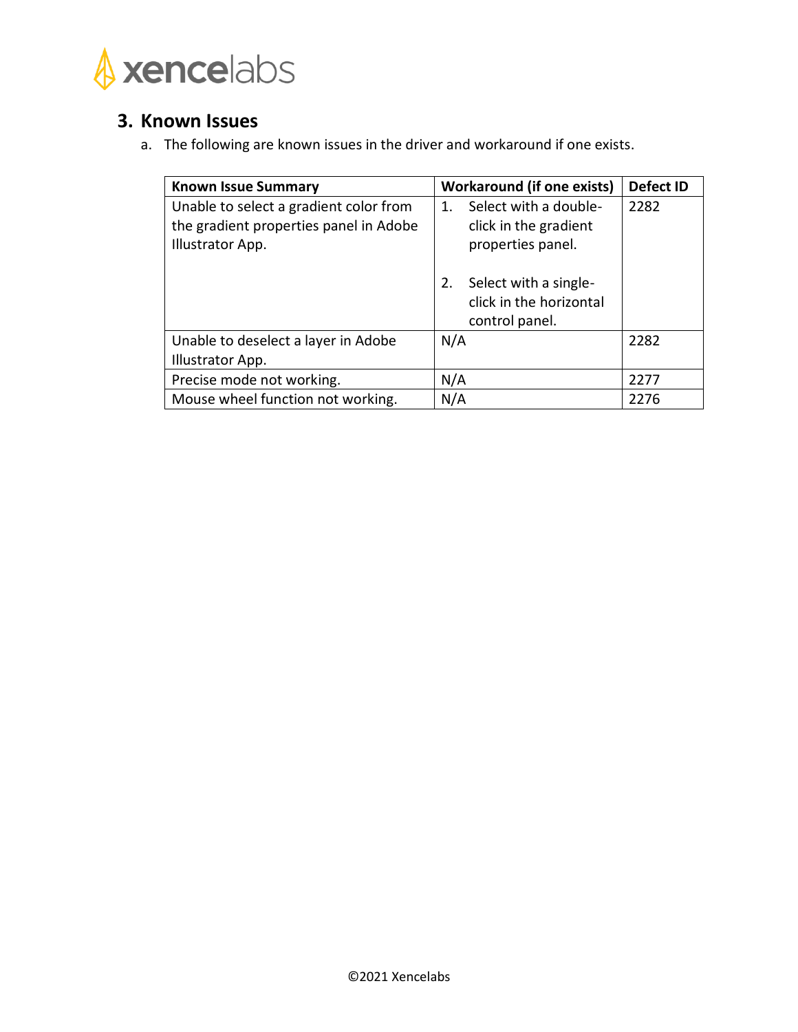## 3. Known Issues

a. The following are known issues in the driver and workaround if one exists.

| Known Issue Summary | Workaround (if one exists) | Defect ID |
|---|---|---|
| Unable to select a gradient color from the gradient properties panel in Adobe Illustrator App. | 1. Select with a double-click in the gradient properties panel.<br><br>2. Select with a single-click in the horizontal control panel. | 2282 |
| Unable to deselect a layer in Adobe Illustrator App. | N/A | 2282 |
| Precise mode not working. | N/A | 2277 |
| Mouse wheel function not working. | N/A | 2276 |

©2021 Xencelabs